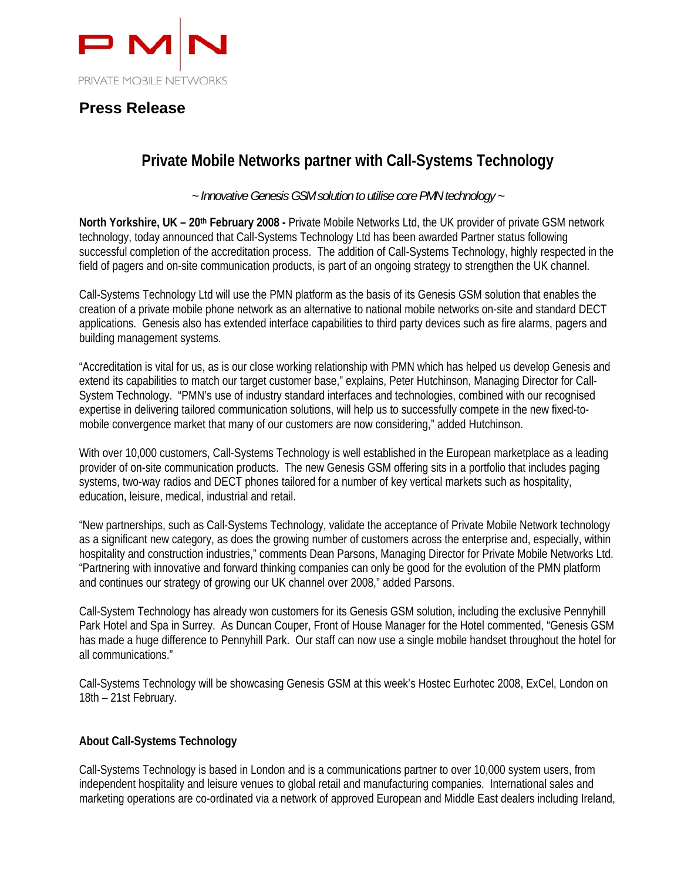PMN

PRIVATE MOBILE NETWORKS

## Press Release

# Private Mobile Networks partner with Call-Systems Technology

*~ Innovative Genesis GSM solution to utilise core PMN technology ~*

**North Yorkshire, UK – 20th February 2008 -** Private Mobile Networks Ltd, the UK provider of private GSM network technology, today announced that Call-Systems Technology Ltd has been awarded Partner status following successful completion of the accreditation process. The addition of Call-Systems Technology, highly respected in the field of pagers and on-site communication products, is part of an ongoing strategy to strengthen the UK channel.

Call-Systems Technology Ltd will use the PMN platform as the basis of its Genesis GSM solution that enables the creation of a private mobile phone network as an alternative to national mobile networks on-site and standard DECT applications. Genesis also has extended interface capabilities to third party devices such as fire alarms, pagers and building management systems.

"Accreditation is vital for us, as is our close working relationship with PMN which has helped us develop Genesis and extend its capabilities to match our target customer base," explains, Peter Hutchinson, Managing Director for Call-System Technology. "PMN's use of industry standard interfaces and technologies, combined with our recognised expertise in delivering tailored communication solutions, will help us to successfully compete in the new fixed-to-mobile convergence market that many of our customers are now considering," added Hutchinson.

With over 10,000 customers, Call-Systems Technology is well established in the European marketplace as a leading provider of on-site communication products. The new Genesis GSM offering sits in a portfolio that includes paging systems, two-way radios and DECT phones tailored for a number of key vertical markets such as hospitality, education, leisure, medical, industrial and retail.

"New partnerships, such as Call-Systems Technology, validate the acceptance of Private Mobile Network technology as a significant new category, as does the growing number of customers across the enterprise and, especially, within hospitality and construction industries," comments Dean Parsons, Managing Director for Private Mobile Networks Ltd. "Partnering with innovative and forward thinking companies can only be good for the evolution of the PMN platform and continues our strategy of growing our UK channel over 2008," added Parsons.

Call-System Technology has already won customers for its Genesis GSM solution, including the exclusive Pennyhill Park Hotel and Spa in Surrey. As Duncan Couper, Front of House Manager for the Hotel commented, "Genesis GSM has made a huge difference to Pennyhill Park. Our staff can now use a single mobile handset throughout the hotel for all communications."

Call-Systems Technology will be showcasing Genesis GSM at this week's Hostec Eurhotec 2008, ExCel, London on 18th – 21st February.

**About Call-Systems Technology**

Call-Systems Technology is based in London and is a communications partner to over 10,000 system users, from independent hospitality and leisure venues to global retail and manufacturing companies. International sales and marketing operations are co-ordinated via a network of approved European and Middle East dealers including Ireland,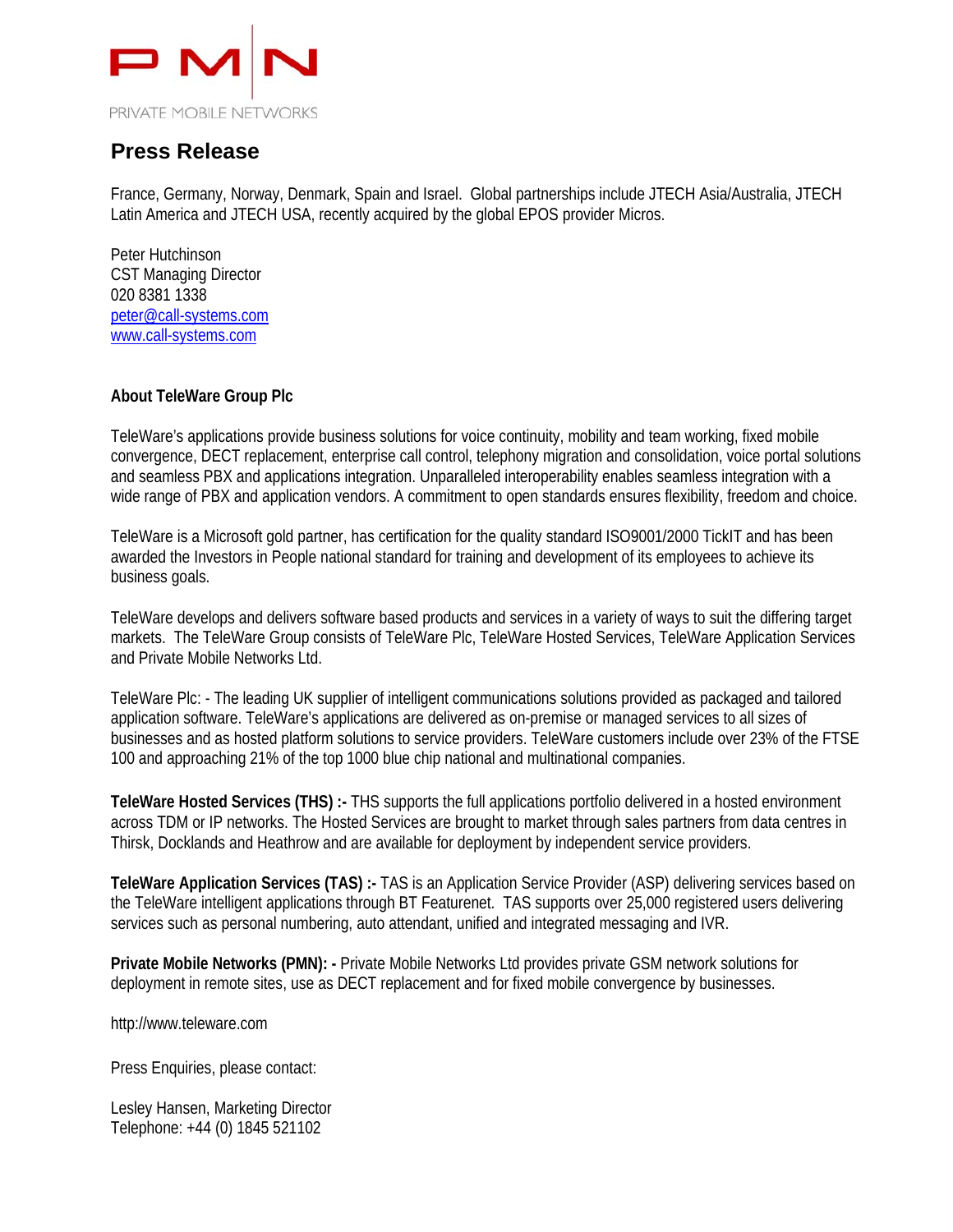PMN

PRIVATE MOBILE NETWORKS

## Press Release

France, Germany, Norway, Denmark, Spain and Israel. Global partnerships include JTECH Asia/Australia, JTECH Latin America and JTECH USA, recently acquired by the global EPOS provider Micros.

Peter Hutchinson  
CST Managing Director  
020 8381 1338  
peter@call-systems.com  
www.call-systems.com

**About TeleWare Group Plc**

TeleWare's applications provide business solutions for voice continuity, mobility and team working, fixed mobile convergence, DECT replacement, enterprise call control, telephony migration and consolidation, voice portal solutions and seamless PBX and applications integration. Unparalleled interoperability enables seamless integration with a wide range of PBX and application vendors. A commitment to open standards ensures flexibility, freedom and choice.

TeleWare is a Microsoft gold partner, has certification for the quality standard ISO9001/2000 TickIT and has been awarded the Investors in People national standard for training and development of its employees to achieve its business goals.

TeleWare develops and delivers software based products and services in a variety of ways to suit the differing target markets. The TeleWare Group consists of TeleWare Plc, TeleWare Hosted Services, TeleWare Application Services and Private Mobile Networks Ltd.

TeleWare Plc: - The leading UK supplier of intelligent communications solutions provided as packaged and tailored application software. TeleWare's applications are delivered as on-premise or managed services to all sizes of businesses and as hosted platform solutions to service providers. TeleWare customers include over 23% of the FTSE 100 and approaching 21% of the top 1000 blue chip national and multinational companies.

**TeleWare Hosted Services (THS) :-** THS supports the full applications portfolio delivered in a hosted environment across TDM or IP networks. The Hosted Services are brought to market through sales partners from data centres in Thirsk, Docklands and Heathrow and are available for deployment by independent service providers.

**TeleWare Application Services (TAS) :-** TAS is an Application Service Provider (ASP) delivering services based on the TeleWare intelligent applications through BT Featurenet. TAS supports over 25,000 registered users delivering services such as personal numbering, auto attendant, unified and integrated messaging and IVR.

**Private Mobile Networks (PMN): -** Private Mobile Networks Ltd provides private GSM network solutions for deployment in remote sites, use as DECT replacement and for fixed mobile convergence by businesses.

http://www.teleware.com

Press Enquiries, please contact:

Lesley Hansen, Marketing Director  
Telephone: +44 (0) 1845 521102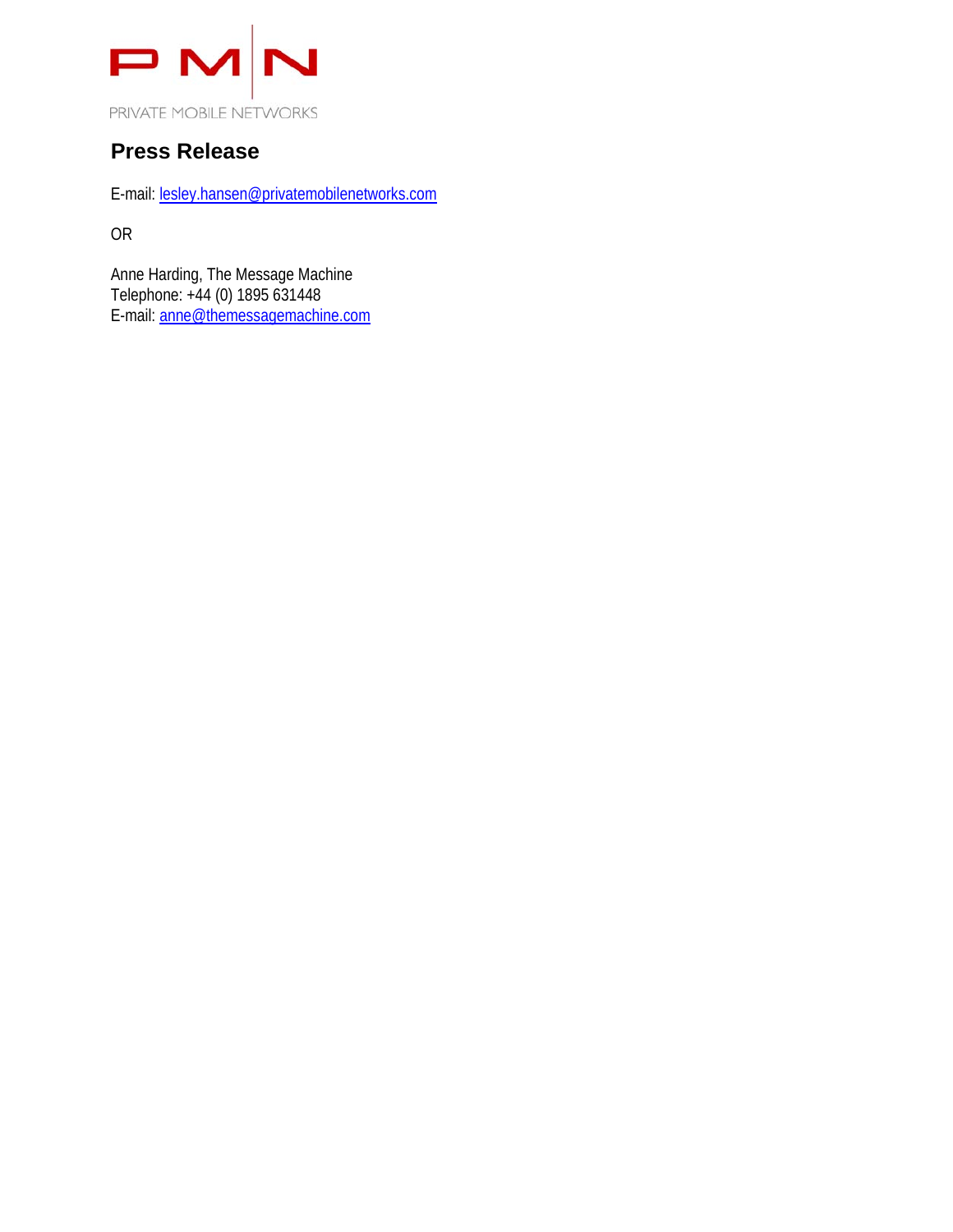PMN

PRIVATE MOBILE NETWORKS

## Press Release

E-mail: lesley.hansen@privatemobilenetworks.com

OR

Anne Harding, The Message Machine
Telephone: +44 (0) 1895 631448
E-mail: anne@themessagemachine.com